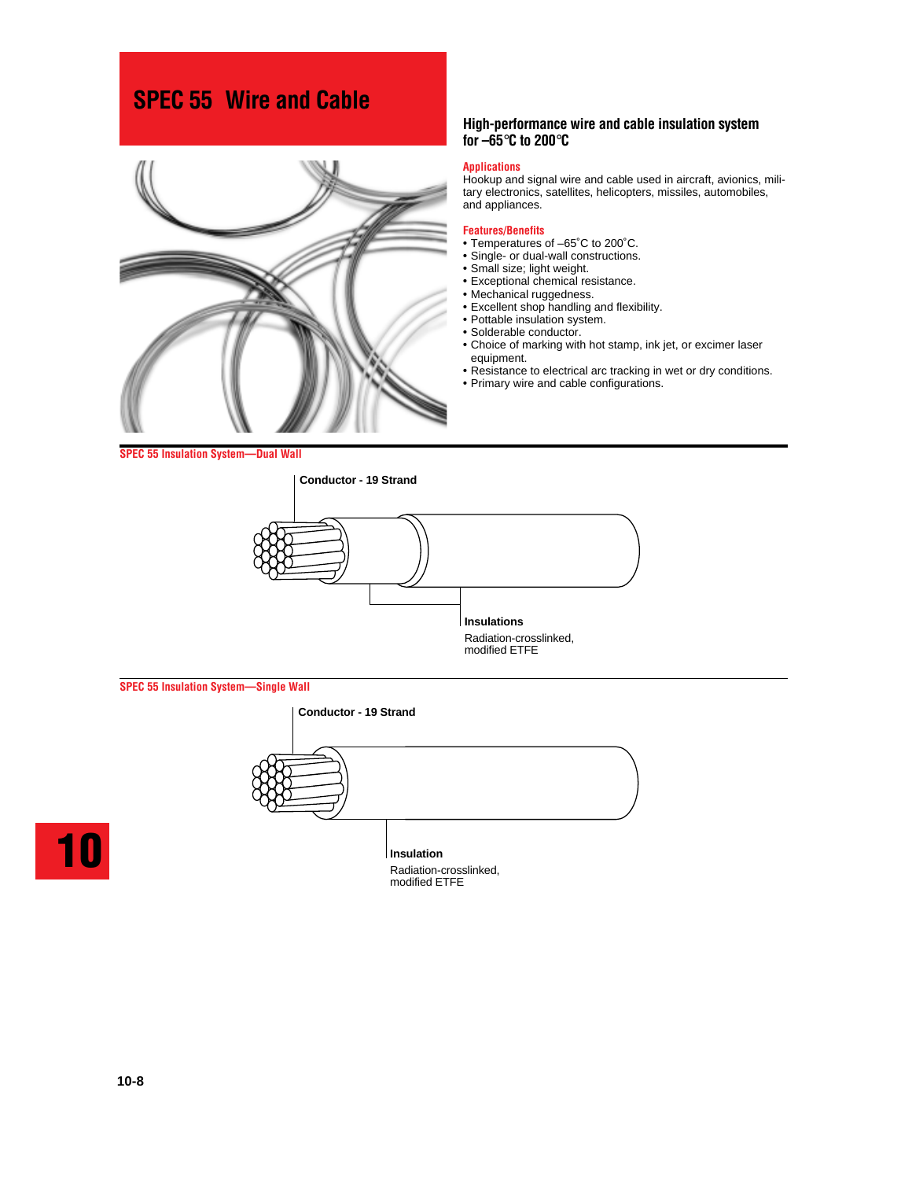# SPEC 55 Wire and Cable

## High-performance wire and cable insulation system for –65°C to 200°C

### Applications

Hookup and signal wire and cable used in aircraft, avionics, military electronics, satellites, helicopters, missiles, automobiles, and appliances.

### Features/Benefits

- Temperatures of –65˚C to 200˚C.
- Single- or dual-wall constructions.
- Small size; light weight.
- Exceptional chemical resistance.
- Mechanical ruggedness.
- Excellent shop handling and flexibility.
- Pottable insulation system.
- Solderable conductor.
- Choice of marking with hot stamp, ink jet, or excimer laser equipment.
- Resistance to electrical arc tracking in wet or dry conditions.
- Primary wire and cable configurations.

### SPEC 55 Insulation System—Dual Wall

Conductor - 19 Strand

**Insulations**
Radiation-crosslinked, modified ETFE

### SPEC 55 Insulation System—Single Wall

Conductor - 19 Strand

**Insulation**
Radiation-crosslinked, modified ETFE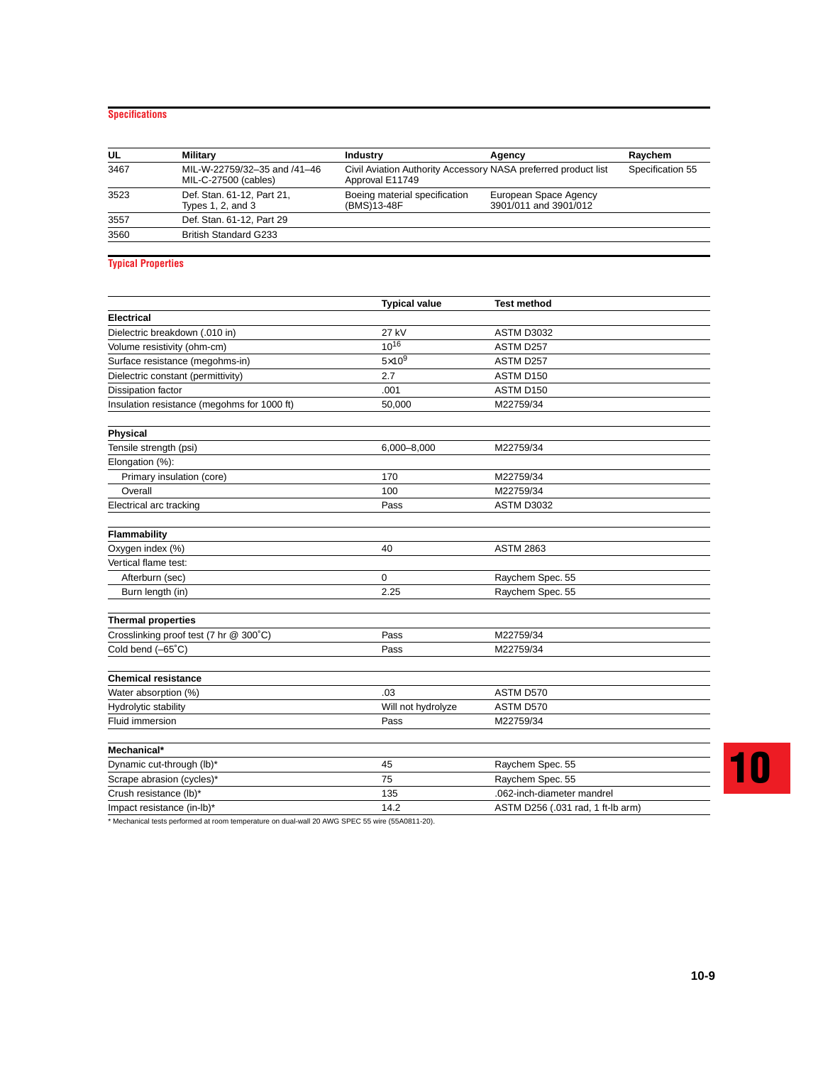## Specifications

| UL | Military | Industry | Agency | Raychem |
|---|---|---|---|---|
| 3467 | MIL-W-22759/32–35 and /41–46 MIL-C-27500 (cables) | Civil Aviation Authority Accessory Approval E11749 | NASA preferred product list | Specification 55 |
| 3523 | Def. Stan. 61-12, Part 21, Types 1, 2, and 3 | Boeing material specification (BMS)13-48F | European Space Agency 3901/011 and 3901/012 | |
| 3557 | Def. Stan. 61-12, Part 29 | | | |
| 3560 | British Standard G233 | | | |

## Typical Properties

| | Typical value | Test method |
|---|---|---|
| **Electrical** | | |
| Dielectric breakdown (.010 in) | 27 kV | ASTM D3032 |
| Volume resistivity (ohm-cm) | $10^{16}$ | ASTM D257 |
| Surface resistance (megohms-in) | $5 \times 10^{9}$ | ASTM D257 |
| Dielectric constant (permittivity) | 2.7 | ASTM D150 |
| Dissipation factor | .001 | ASTM D150 |
| Insulation resistance (megohms for 1000 ft) | 50,000 | M22759/34 |
| **Physical** | | |
| Tensile strength (psi) | 6,000–8,000 | M22759/34 |
| Elongation (%): | | |
| Primary insulation (core) | 170 | M22759/34 |
| Overall | 100 | M22759/34 |
| Electrical arc tracking | Pass | ASTM D3032 |
| **Flammability** | | |
| Oxygen index (%) | 40 | ASTM 2863 |
| Vertical flame test: | | |
| Afterburn (sec) | 0 | Raychem Spec. 55 |
| Burn length (in) | 2.25 | Raychem Spec. 55 |
| **Thermal properties** | | |
| Crosslinking proof test (7 hr @ 300˚C) | Pass | M22759/34 |
| Cold bend (–65˚C) | Pass | M22759/34 |
| **Chemical resistance** | | |
| Water absorption (%) | .03 | ASTM D570 |
| Hydrolytic stability | Will not hydrolyze | ASTM D570 |
| Fluid immersion | Pass | M22759/34 |
| **Mechanical*** | | |
| Dynamic cut-through (lb)* | 45 | Raychem Spec. 55 |
| Scrape abrasion (cycles)* | 75 | Raychem Spec. 55 |
| Crush resistance (lb)* | 135 | .062-inch-diameter mandrel |
| Impact resistance (in-lb)* | 14.2 | ASTM D256 (.031 rad, 1 ft-lb arm) |

* Mechanical tests performed at room temperature on dual-wall 20 AWG SPEC 55 wire (55A0811-20).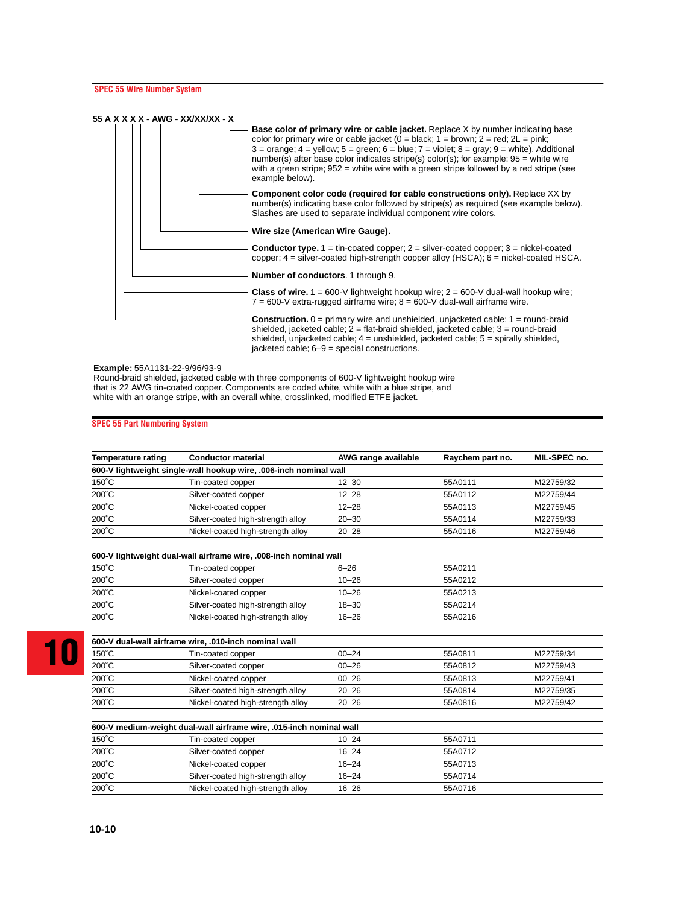## SPEC 55 Wire Number System

**55 A X X X X - AWG - XX/XX/XX - X**

- **Base color of primary wire or cable jacket.** Replace X by number indicating base color for primary wire or cable jacket (0 = black; 1 = brown; 2 = red; 2L = pink; 3 = orange; 4 = yellow; 5 = green; 6 = blue; 7 = violet; 8 = gray; 9 = white). Additional number(s) after base color indicates stripe(s) color(s); for example: 95 = white wire with a green stripe; 952 = white wire with a green stripe followed by a red stripe (see example below).
- **Component color code (required for cable constructions only).** Replace XX by number(s) indicating base color followed by stripe(s) as required (see example below). Slashes are used to separate individual component wire colors.
- **Wire size (American Wire Gauge).**
- **Conductor type.** 1 = tin-coated copper; 2 = silver-coated copper; 3 = nickel-coated copper; 4 = silver-coated high-strength copper alloy (HSCA); 6 = nickel-coated HSCA.
- **Number of conductors**. 1 through 9.
- **Class of wire.** 1 = 600-V lightweight hookup wire; 2 = 600-V dual-wall hookup wire; 7 = 600-V extra-rugged airframe wire; 8 = 600-V dual-wall airframe wire.
- **Construction.** 0 = primary wire and unshielded, unjacketed cable; 1 = round-braid shielded, jacketed cable; 2 = flat-braid shielded, jacketed cable; 3 = round-braid shielded, unjacketed cable; 4 = unshielded, jacketed cable; 5 = spirally shielded, jacketed cable; 6–9 = special constructions.

**Example:** 55A1131-22-9/96/93-9
Round-braid shielded, jacketed cable with three components of 600-V lightweight hookup wire that is 22 AWG tin-coated copper. Components are coded white, white with a blue stripe, and white with an orange stripe, with an overall white, crosslinked, modified ETFE jacket.

## SPEC 55 Part Numbering System

| Temperature rating | Conductor material | AWG range available | Raychem part no. | MIL-SPEC no. |
|---|---|---|---|---|
| **600-V lightweight single-wall hookup wire, .006-inch nominal wall** | | | | |
| 150˚C | Tin-coated copper | 12–30 | 55A0111 | M22759/32 |
| 200˚C | Silver-coated copper | 12–28 | 55A0112 | M22759/44 |
| 200˚C | Nickel-coated copper | 12–28 | 55A0113 | M22759/45 |
| 200˚C | Silver-coated high-strength alloy | 20–30 | 55A0114 | M22759/33 |
| 200˚C | Nickel-coated high-strength alloy | 20–28 | 55A0116 | M22759/46 |
| **600-V lightweight dual-wall airframe wire, .008-inch nominal wall** | | | | |
| 150˚C | Tin-coated copper | 6–26 | 55A0211 | |
| 200˚C | Silver-coated copper | 10–26 | 55A0212 | |
| 200˚C | Nickel-coated copper | 10–26 | 55A0213 | |
| 200˚C | Silver-coated high-strength alloy | 18–30 | 55A0214 | |
| 200˚C | Nickel-coated high-strength alloy | 16–26 | 55A0216 | |
| **600-V dual-wall airframe wire, .010-inch nominal wall** | | | | |
| 150˚C | Tin-coated copper | 00–24 | 55A0811 | M22759/34 |
| 200˚C | Silver-coated copper | 00–26 | 55A0812 | M22759/43 |
| 200˚C | Nickel-coated copper | 00–26 | 55A0813 | M22759/41 |
| 200˚C | Silver-coated high-strength alloy | 20–26 | 55A0814 | M22759/35 |
| 200˚C | Nickel-coated high-strength alloy | 20–26 | 55A0816 | M22759/42 |
| **600-V medium-weight dual-wall airframe wire, .015-inch nominal wall** | | | | |
| 150˚C | Tin-coated copper | 10–24 | 55A0711 | |
| 200˚C | Silver-coated copper | 16–24 | 55A0712 | |
| 200˚C | Nickel-coated copper | 16–24 | 55A0713 | |
| 200˚C | Silver-coated high-strength alloy | 16–24 | 55A0714 | |
| 200˚C | Nickel-coated high-strength alloy | 16–26 | 55A0716 | |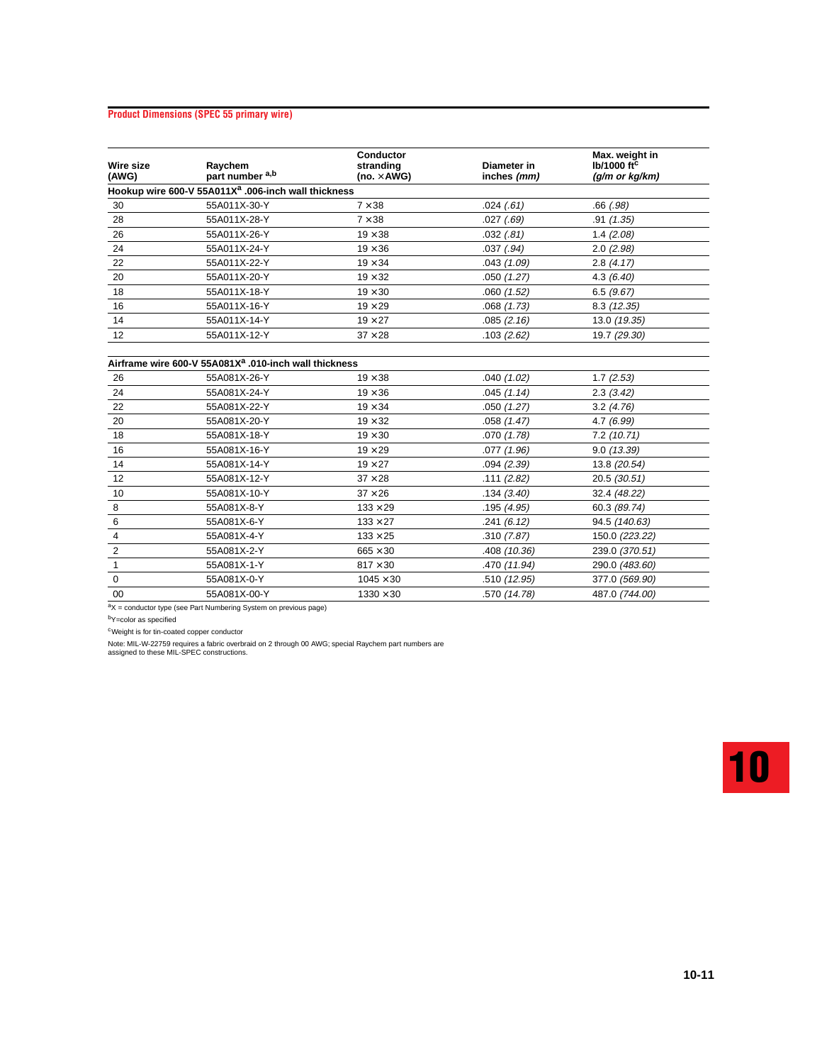## Product Dimensions (SPEC 55 primary wire)

| Wire size (AWG) | Raychem part number [a,b] | Conductor stranding (no. × AWG) | Diameter in inches *(mm)* | Max. weight in lb/1000 ft[c] *(g/m or kg/km)* |
|---|---|---|---|---|
| **Hookup wire 600-V 55A011X[a] .006-inch wall thickness** | | | | |
| 30 | 55A011X-30-Y | 7 × 38 | .024 *(.61)* | .66 *(.98)* |
| 28 | 55A011X-28-Y | 7 × 38 | .027 *(.69)* | .91 *(1.35)* |
| 26 | 55A011X-26-Y | 19 × 38 | .032 *(.81)* | 1.4 *(2.08)* |
| 24 | 55A011X-24-Y | 19 × 36 | .037 *(.94)* | 2.0 *(2.98)* |
| 22 | 55A011X-22-Y | 19 × 34 | .043 *(1.09)* | 2.8 *(4.17)* |
| 20 | 55A011X-20-Y | 19 × 32 | .050 *(1.27)* | 4.3 *(6.40)* |
| 18 | 55A011X-18-Y | 19 × 30 | .060 *(1.52)* | 6.5 *(9.67)* |
| 16 | 55A011X-16-Y | 19 × 29 | .068 *(1.73)* | 8.3 *(12.35)* |
| 14 | 55A011X-14-Y | 19 × 27 | .085 *(2.16)* | 13.0 *(19.35)* |
| 12 | 55A011X-12-Y | 37 × 28 | .103 *(2.62)* | 19.7 *(29.30)* |
| **Airframe wire 600-V 55A081X[a] .010-inch wall thickness** | | | | |
| 26 | 55A081X-26-Y | 19 × 38 | .040 *(1.02)* | 1.7 *(2.53)* |
| 24 | 55A081X-24-Y | 19 × 36 | .045 *(1.14)* | 2.3 *(3.42)* |
| 22 | 55A081X-22-Y | 19 × 34 | .050 *(1.27)* | 3.2 *(4.76)* |
| 20 | 55A081X-20-Y | 19 × 32 | .058 *(1.47)* | 4.7 *(6.99)* |
| 18 | 55A081X-18-Y | 19 × 30 | .070 *(1.78)* | 7.2 *(10.71)* |
| 16 | 55A081X-16-Y | 19 × 29 | .077 *(1.96)* | 9.0 *(13.39)* |
| 14 | 55A081X-14-Y | 19 × 27 | .094 *(2.39)* | 13.8 *(20.54)* |
| 12 | 55A081X-12-Y | 37 × 28 | .111 *(2.82)* | 20.5 *(30.51)* |
| 10 | 55A081X-10-Y | 37 × 26 | .134 *(3.40)* | 32.4 *(48.22)* |
| 8 | 55A081X-8-Y | 133 × 29 | .195 *(4.95)* | 60.3 *(89.74)* |
| 6 | 55A081X-6-Y | 133 × 27 | .241 *(6.12)* | 94.5 *(140.63)* |
| 4 | 55A081X-4-Y | 133 × 25 | .310 *(7.87)* | 150.0 *(223.22)* |
| 2 | 55A081X-2-Y | 665 × 30 | .408 *(10.36)* | 239.0 *(370.51)* |
| 1 | 55A081X-1-Y | 817 × 30 | .470 *(11.94)* | 290.0 *(483.60)* |
| 0 | 55A081X-0-Y | 1045 × 30 | .510 *(12.95)* | 377.0 *(569.90)* |
| 00 | 55A081X-00-Y | 1330 × 30 | .570 *(14.78)* | 487.0 *(744.00)* |

[a]X = conductor type (see Part Numbering System on previous page)

[b]Y=color as specified

[c]Weight is for tin-coated copper conductor

Note: MIL-W-22759 requires a fabric overbraid on 2 through 00 AWG; special Raychem part numbers are assigned to these MIL-SPEC constructions.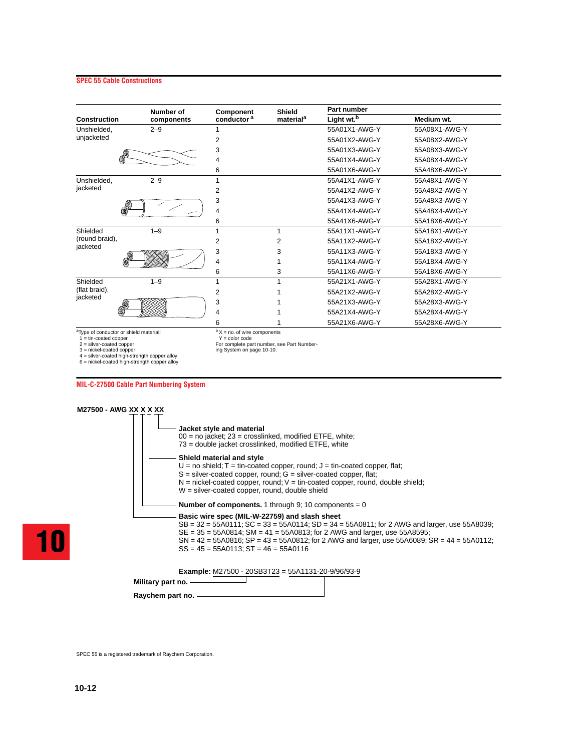## SPEC 55 Cable Constructions

| Construction | Number of components | Component conductor [a] | Shield material[a] | Part number | |
|---|---|---|---|---|---|
| | | | | Light wt.[b] | Medium wt. |
| Unshielded, unjacketed | 2–9 | 1 | | 55A01X1-AWG-Y | 55A08X1-AWG-Y |
| | | 2 | | 55A01X2-AWG-Y | 55A08X2-AWG-Y |
| | | 3 | | 55A01X3-AWG-Y | 55A08X3-AWG-Y |
| | | 4 | | 55A01X4-AWG-Y | 55A08X4-AWG-Y |
| | | 6 | | 55A01X6-AWG-Y | 55A48X6-AWG-Y |
| Unshielded, jacketed | 2–9 | 1 | | 55A41X1-AWG-Y | 55A48X1-AWG-Y |
| | | 2 | | 55A41X2-AWG-Y | 55A48X2-AWG-Y |
| | | 3 | | 55A41X3-AWG-Y | 55A48X3-AWG-Y |
| | | 4 | | 55A41X4-AWG-Y | 55A48X4-AWG-Y |
| | | 6 | | 55A41X6-AWG-Y | 55A18X6-AWG-Y |
| Shielded (round braid), jacketed | 1–9 | 1 | 1 | 55A11X1-AWG-Y | 55A18X1-AWG-Y |
| | | 2 | 2 | 55A11X2-AWG-Y | 55A18X2-AWG-Y |
| | | 3 | 3 | 55A11X3-AWG-Y | 55A18X3-AWG-Y |
| | | 4 | 1 | 55A11X4-AWG-Y | 55A18X4-AWG-Y |
| | | 6 | 3 | 55A11X6-AWG-Y | 55A18X6-AWG-Y |
| Shielded (flat braid), jacketed | 1–9 | 1 | 1 | 55A21X1-AWG-Y | 55A28X1-AWG-Y |
| | | 2 | 1 | 55A21X2-AWG-Y | 55A28X2-AWG-Y |
| | | 3 | 1 | 55A21X3-AWG-Y | 55A28X3-AWG-Y |
| | | 4 | 1 | 55A21X4-AWG-Y | 55A28X4-AWG-Y |
| | | 6 | 1 | 55A21X6-AWG-Y | 55A28X6-AWG-Y |

[a]Type of conductor or shield material:
1 = tin-coated copper
2 = silver-coated copper
3 = nickel-coated copper
4 = silver-coated high-strength copper alloy
6 = nickel-coated high-strength copper alloy

[b]X = no. of wire components
Y = color code
For complete part number, see Part Numbering System on page 10-10.

## MIL-C-27500 Cable Part Numbering System

**M27500 - AWG XX X X XX**

**Jacket style and material**
00 = no jacket; 23 = crosslinked, modified ETFE, white;
73 = double jacket crosslinked, modified ETFE, white

**Shield material and style**
U = no shield; T = tin-coated copper, round; J = tin-coated copper, flat;
S = silver-coated copper, round; G = silver-coated copper, flat;
N = nickel-coated copper, round; V = tin-coated copper, round, double shield;
W = silver-coated copper, round, double shield

**Number of components.** 1 through 9; 10 components = 0

**Basic wire spec (MIL-W-22759) and slash sheet**
SB = 32 = 55A0111; SC = 33 = 55A0114; SD = 34 = 55A0811; for 2 AWG and larger, use 55A8039;
SE = 35 = 55A0814; SM = 41 = 55A0813; for 2 AWG and larger, use 55A8595;
SN = 42 = 55A0816; SP = 43 = 55A0812; for 2 AWG and larger, use 55A6089; SR = 44 = 55A0112;
SS = 45 = 55A0113; ST = 46 = 55A0116

**Example:** M27500 - 20SB3T23 = 55A1131-20-9/96/93-9

**Military part no.** — M27500 - 20SB3T23

**Raychem part no.** — 55A1131-20-9/96/93-9

SPEC 55 is a registered trademark of Raychem Corporation.